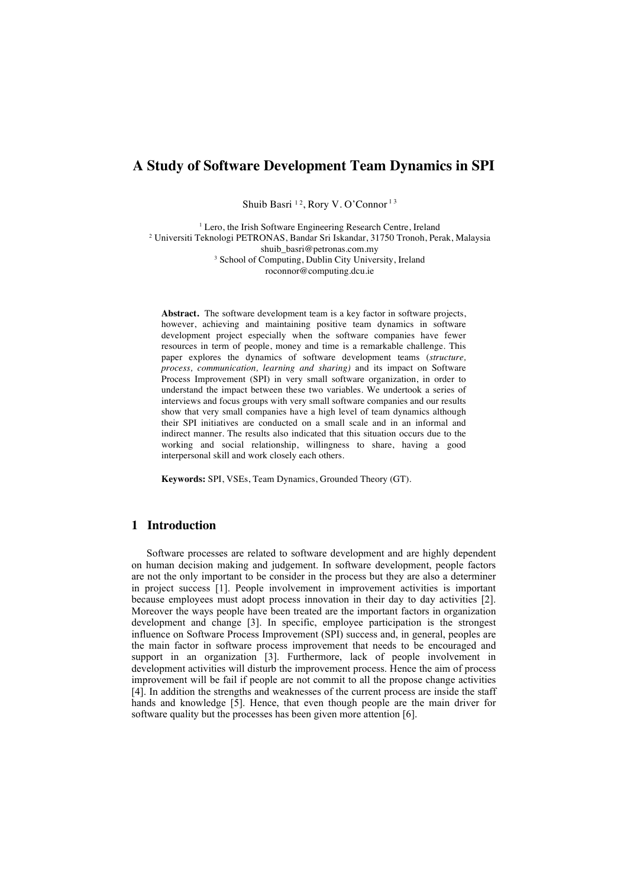# A Study of Software Development Team Dynamics in SPI

Shuib Basri [1 2], Rory V. O'Connor [1 3]

[1] Lero, the Irish Software Engineering Research Centre, Ireland
[2] Universiti Teknologi PETRONAS, Bandar Sri Iskandar, 31750 Tronoh, Perak, Malaysia
shuib_basri@petronas.com.my
[3] School of Computing, Dublin City University, Ireland
roconnor@computing.dcu.ie

**Abstract.** The software development team is a key factor in software projects, however, achieving and maintaining positive team dynamics in software development project especially when the software companies have fewer resources in term of people, money and time is a remarkable challenge. This paper explores the dynamics of software development teams (*structure, process, communication, learning and sharing)* and its impact on Software Process Improvement (SPI) in very small software organization, in order to understand the impact between these two variables. We undertook a series of interviews and focus groups with very small software companies and our results show that very small companies have a high level of team dynamics although their SPI initiatives are conducted on a small scale and in an informal and indirect manner. The results also indicated that this situation occurs due to the working and social relationship, willingness to share, having a good interpersonal skill and work closely each others.

**Keywords:** SPI, VSEs, Team Dynamics, Grounded Theory (GT).

## 1 Introduction

Software processes are related to software development and are highly dependent on human decision making and judgement. In software development, people factors are not the only important to be consider in the process but they are also a determiner in project success [1]. People involvement in improvement activities is important because employees must adopt process innovation in their day to day activities [2]. Moreover the ways people have been treated are the important factors in organization development and change [3]. In specific, employee participation is the strongest influence on Software Process Improvement (SPI) success and, in general, peoples are the main factor in software process improvement that needs to be encouraged and support in an organization [3]. Furthermore, lack of people involvement in development activities will disturb the improvement process. Hence the aim of process improvement will be fail if people are not commit to all the propose change activities [4]. In addition the strengths and weaknesses of the current process are inside the staff hands and knowledge [5]. Hence, that even though people are the main driver for software quality but the processes has been given more attention [6].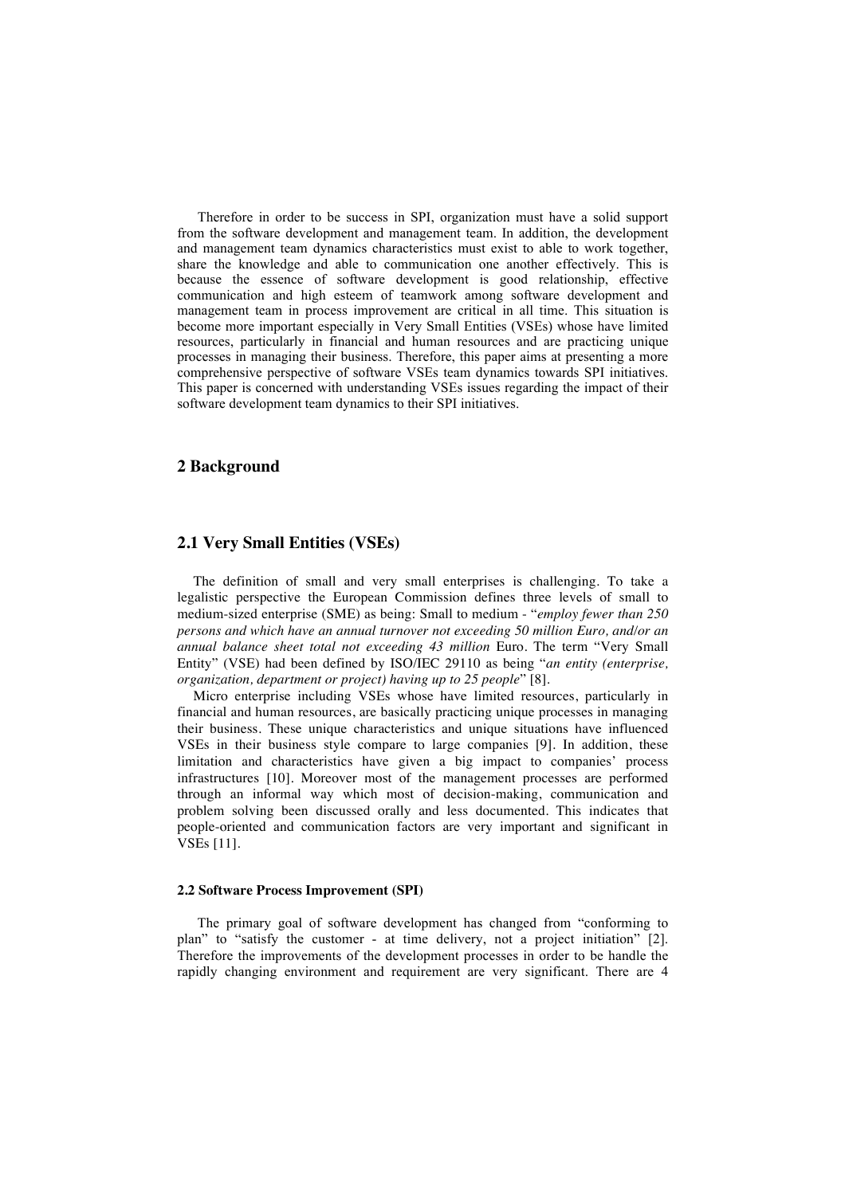Therefore in order to be success in SPI, organization must have a solid support from the software development and management team. In addition, the development and management team dynamics characteristics must exist to able to work together, share the knowledge and able to communication one another effectively. This is because the essence of software development is good relationship, effective communication and high esteem of teamwork among software development and management team in process improvement are critical in all time. This situation is become more important especially in Very Small Entities (VSEs) whose have limited resources, particularly in financial and human resources and are practicing unique processes in managing their business. Therefore, this paper aims at presenting a more comprehensive perspective of software VSEs team dynamics towards SPI initiatives. This paper is concerned with understanding VSEs issues regarding the impact of their software development team dynamics to their SPI initiatives.

## 2 Background

## 2.1 Very Small Entities (VSEs)

The definition of small and very small enterprises is challenging. To take a legalistic perspective the European Commission defines three levels of small to medium-sized enterprise (SME) as being: Small to medium - "*employ fewer than 250 persons and which have an annual turnover not exceeding 50 million Euro, and/or an annual balance sheet total not exceeding 43 million* Euro. The term "Very Small Entity" (VSE) had been defined by ISO/IEC 29110 as being "*an entity (enterprise, organization, department or project) having up to 25 people*" [8].

Micro enterprise including VSEs whose have limited resources, particularly in financial and human resources, are basically practicing unique processes in managing their business. These unique characteristics and unique situations have influenced VSEs in their business style compare to large companies [9]. In addition, these limitation and characteristics have given a big impact to companies' process infrastructures [10]. Moreover most of the management processes are performed through an informal way which most of decision-making, communication and problem solving been discussed orally and less documented. This indicates that people-oriented and communication factors are very important and significant in VSEs [11].

### 2.2 Software Process Improvement (SPI)

The primary goal of software development has changed from "conforming to plan" to "satisfy the customer - at time delivery, not a project initiation" [2]. Therefore the improvements of the development processes in order to be handle the rapidly changing environment and requirement are very significant. There are 4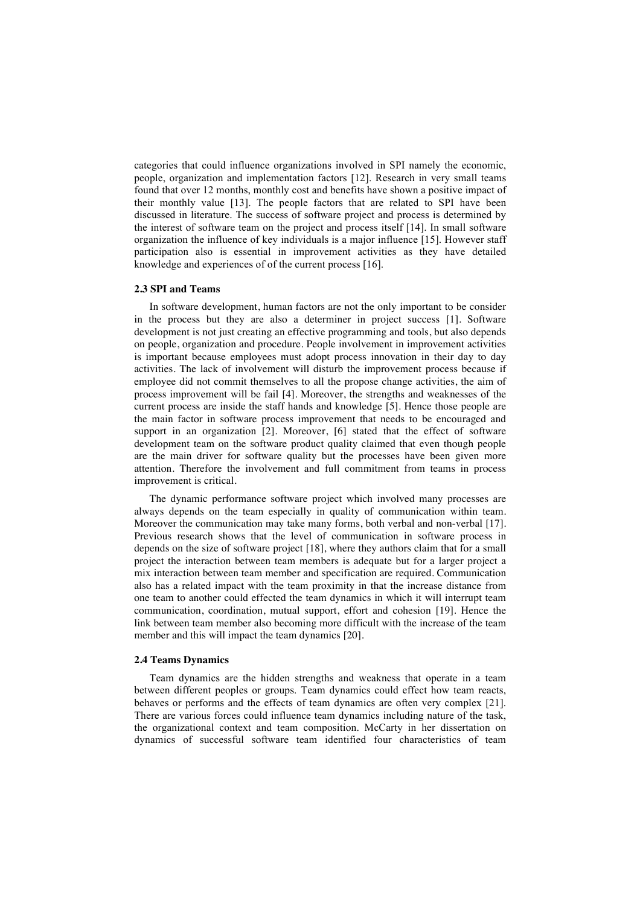categories that could influence organizations involved in SPI namely the economic, people, organization and implementation factors [12]. Research in very small teams found that over 12 months, monthly cost and benefits have shown a positive impact of their monthly value [13]. The people factors that are related to SPI have been discussed in literature. The success of software project and process is determined by the interest of software team on the project and process itself [14]. In small software organization the influence of key individuals is a major influence [15]. However staff participation also is essential in improvement activities as they have detailed knowledge and experiences of of the current process [16].

### 2.3 SPI and Teams

In software development, human factors are not the only important to be consider in the process but they are also a determiner in project success [1]. Software development is not just creating an effective programming and tools, but also depends on people, organization and procedure. People involvement in improvement activities is important because employees must adopt process innovation in their day to day activities. The lack of involvement will disturb the improvement process because if employee did not commit themselves to all the propose change activities, the aim of process improvement will be fail [4]. Moreover, the strengths and weaknesses of the current process are inside the staff hands and knowledge [5]. Hence those people are the main factor in software process improvement that needs to be encouraged and support in an organization [2]. Moreover, [6] stated that the effect of software development team on the software product quality claimed that even though people are the main driver for software quality but the processes have been given more attention. Therefore the involvement and full commitment from teams in process improvement is critical.

The dynamic performance software project which involved many processes are always depends on the team especially in quality of communication within team. Moreover the communication may take many forms, both verbal and non-verbal [17]. Previous research shows that the level of communication in software process in depends on the size of software project [18], where they authors claim that for a small project the interaction between team members is adequate but for a larger project a mix interaction between team member and specification are required. Communication also has a related impact with the team proximity in that the increase distance from one team to another could effected the team dynamics in which it will interrupt team communication, coordination, mutual support, effort and cohesion [19]. Hence the link between team member also becoming more difficult with the increase of the team member and this will impact the team dynamics [20].

### 2.4 Teams Dynamics

Team dynamics are the hidden strengths and weakness that operate in a team between different peoples or groups. Team dynamics could effect how team reacts, behaves or performs and the effects of team dynamics are often very complex [21]. There are various forces could influence team dynamics including nature of the task, the organizational context and team composition. McCarty in her dissertation on dynamics of successful software team identified four characteristics of team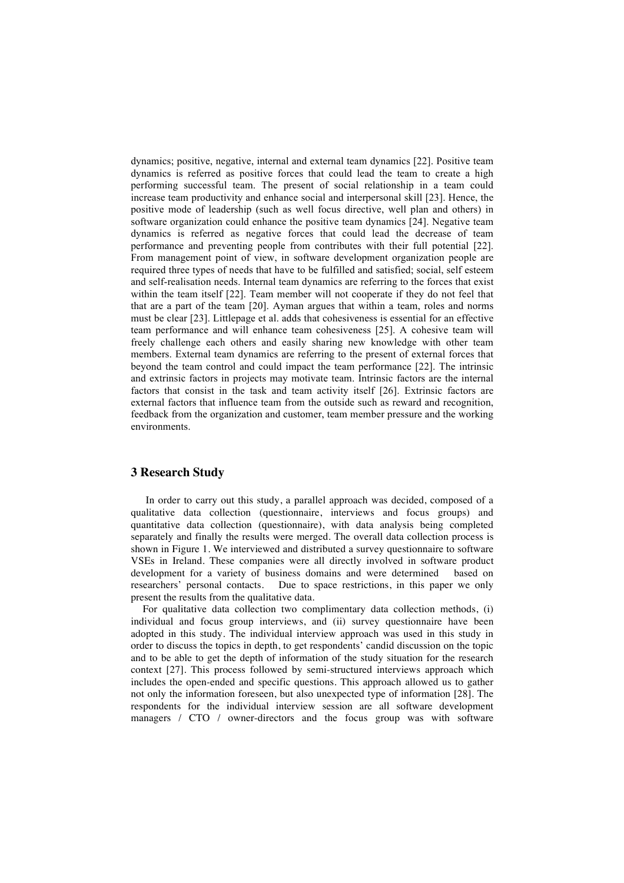dynamics; positive, negative, internal and external team dynamics [22]. Positive team dynamics is referred as positive forces that could lead the team to create a high performing successful team. The present of social relationship in a team could increase team productivity and enhance social and interpersonal skill [23]. Hence, the positive mode of leadership (such as well focus directive, well plan and others) in software organization could enhance the positive team dynamics [24]. Negative team dynamics is referred as negative forces that could lead the decrease of team performance and preventing people from contributes with their full potential [22]. From management point of view, in software development organization people are required three types of needs that have to be fulfilled and satisfied; social, self esteem and self-realisation needs. Internal team dynamics are referring to the forces that exist within the team itself [22]. Team member will not cooperate if they do not feel that that are a part of the team [20]. Ayman argues that within a team, roles and norms must be clear [23]. Littlepage et al. adds that cohesiveness is essential for an effective team performance and will enhance team cohesiveness [25]. A cohesive team will freely challenge each others and easily sharing new knowledge with other team members. External team dynamics are referring to the present of external forces that beyond the team control and could impact the team performance [22]. The intrinsic and extrinsic factors in projects may motivate team. Intrinsic factors are the internal factors that consist in the task and team activity itself [26]. Extrinsic factors are external factors that influence team from the outside such as reward and recognition, feedback from the organization and customer, team member pressure and the working environments.

## 3 Research Study

In order to carry out this study, a parallel approach was decided, composed of a qualitative data collection (questionnaire, interviews and focus groups) and quantitative data collection (questionnaire), with data analysis being completed separately and finally the results were merged. The overall data collection process is shown in Figure 1. We interviewed and distributed a survey questionnaire to software VSEs in Ireland. These companies were all directly involved in software product development for a variety of business domains and were determined based on researchers' personal contacts. Due to space restrictions, in this paper we only present the results from the qualitative data.

For qualitative data collection two complimentary data collection methods, (i) individual and focus group interviews, and (ii) survey questionnaire have been adopted in this study. The individual interview approach was used in this study in order to discuss the topics in depth, to get respondents' candid discussion on the topic and to be able to get the depth of information of the study situation for the research context [27]. This process followed by semi-structured interviews approach which includes the open-ended and specific questions. This approach allowed us to gather not only the information foreseen, but also unexpected type of information [28]. The respondents for the individual interview session are all software development managers / CTO / owner-directors and the focus group was with software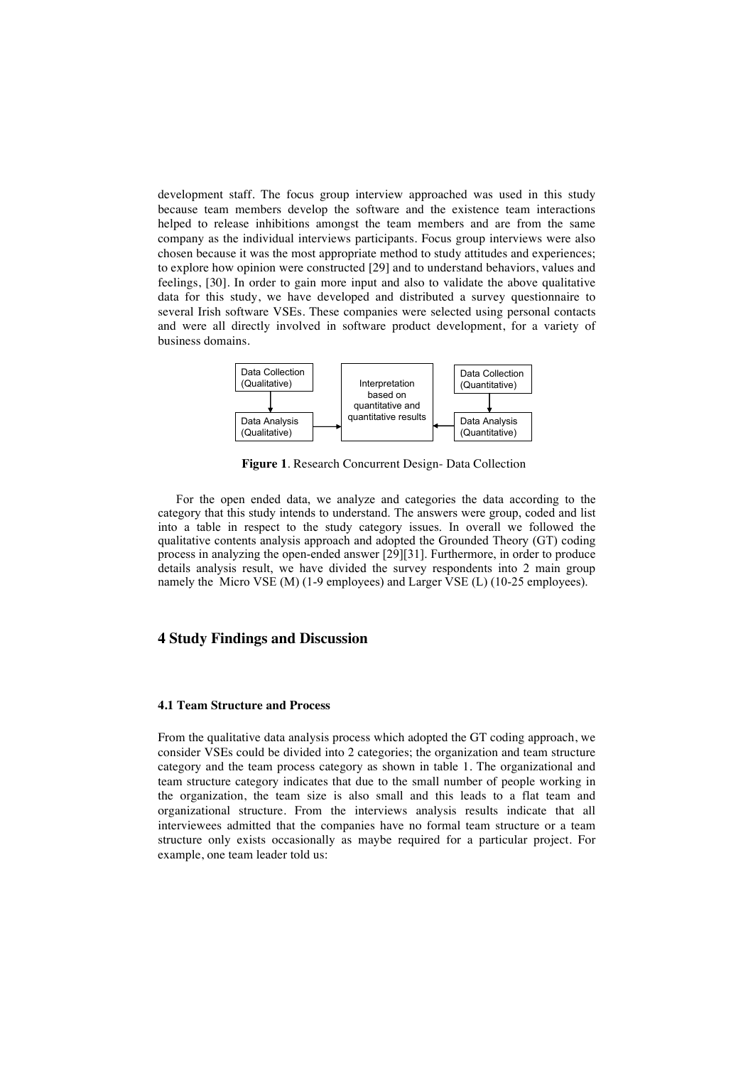development staff. The focus group interview approached was used in this study because team members develop the software and the existence team interactions helped to release inhibitions amongst the team members and are from the same company as the individual interviews participants. Focus group interviews were also chosen because it was the most appropriate method to study attitudes and experiences; to explore how opinion were constructed [29] and to understand behaviors, values and feelings, [30]. In order to gain more input and also to validate the above qualitative data for this study, we have developed and distributed a survey questionnaire to several Irish software VSEs. These companies were selected using personal contacts and were all directly involved in software product development, for a variety of business domains.

Data Collection (Qualitative) → Data Analysis (Qualitative) → Interpretation based on quantitative and quantitative results ← Data Analysis (Quantitative) ← Data Collection (Quantitative)

**Figure 1**. Research Concurrent Design- Data Collection

For the open ended data, we analyze and categories the data according to the category that this study intends to understand. The answers were group, coded and list into a table in respect to the study category issues. In overall we followed the qualitative contents analysis approach and adopted the Grounded Theory (GT) coding process in analyzing the open-ended answer [29][31]. Furthermore, in order to produce details analysis result, we have divided the survey respondents into 2 main group namely the Micro VSE (M) (1-9 employees) and Larger VSE (L) (10-25 employees).

## 4 Study Findings and Discussion

### 4.1 Team Structure and Process

From the qualitative data analysis process which adopted the GT coding approach, we consider VSEs could be divided into 2 categories; the organization and team structure category and the team process category as shown in table 1. The organizational and team structure category indicates that due to the small number of people working in the organization, the team size is also small and this leads to a flat team and organizational structure. From the interviews analysis results indicate that all interviewees admitted that the companies have no formal team structure or a team structure only exists occasionally as maybe required for a particular project. For example, one team leader told us: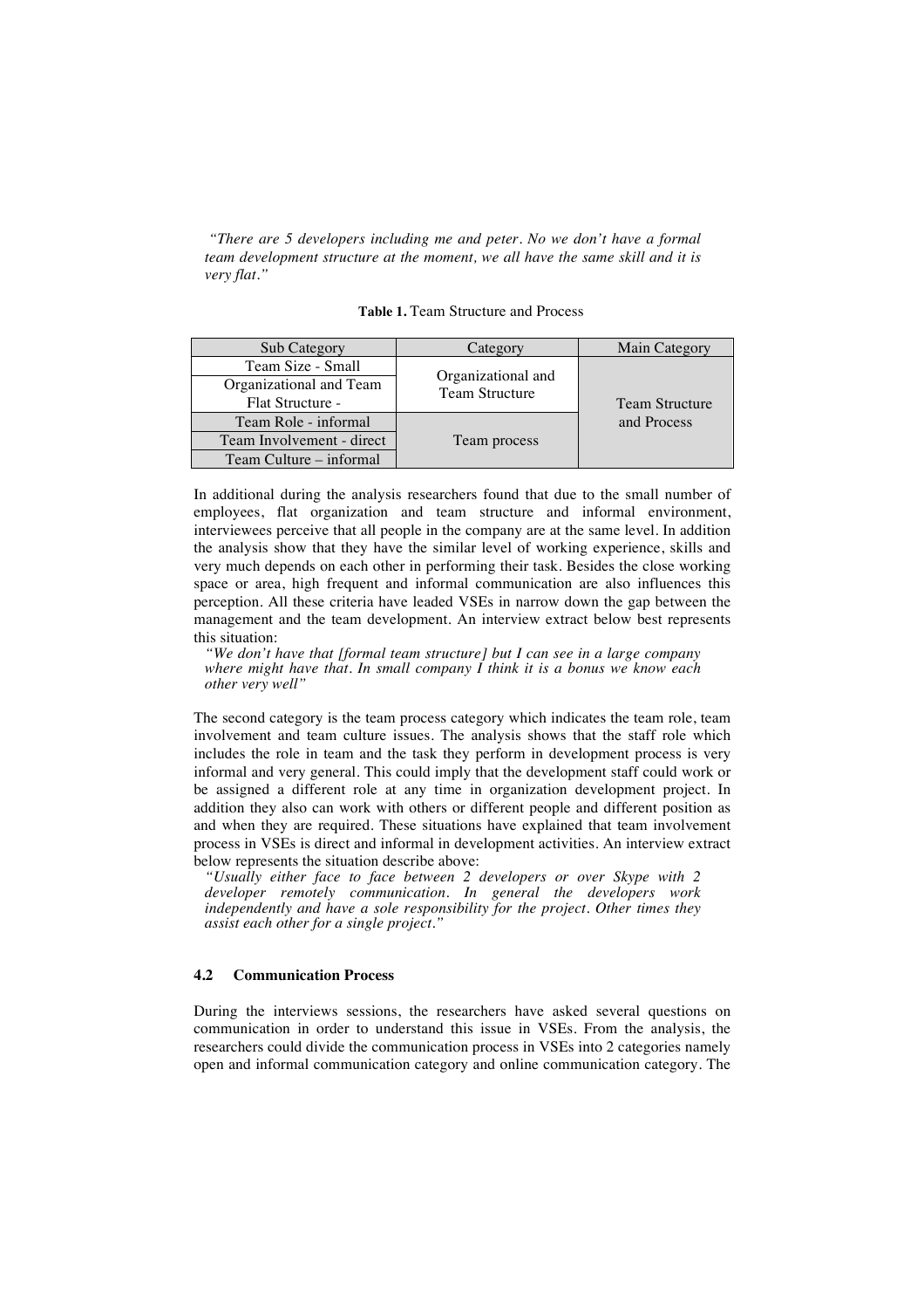*"There are 5 developers including me and peter. No we don't have a formal team development structure at the moment, we all have the same skill and it is very flat."*

**Table 1.** Team Structure and Process

| Sub Category | Category | Main Category |
|---|---|---|
| Team Size - Small | Organizational and Team Structure | Team Structure and Process |
| Organizational and Team Flat Structure - | | |
| Team Role - informal | Team process | |
| Team Involvement - direct | | |
| Team Culture – informal | | |

In additional during the analysis researchers found that due to the small number of employees, flat organization and team structure and informal environment, interviewees perceive that all people in the company are at the same level. In addition the analysis show that they have the similar level of working experience, skills and very much depends on each other in performing their task. Besides the close working space or area, high frequent and informal communication are also influences this perception. All these criteria have leaded VSEs in narrow down the gap between the management and the team development. An interview extract below best represents this situation:

*"We don't have that [formal team structure] but I can see in a large company where might have that. In small company I think it is a bonus we know each other very well"*

The second category is the team process category which indicates the team role, team involvement and team culture issues. The analysis shows that the staff role which includes the role in team and the task they perform in development process is very informal and very general. This could imply that the development staff could work or be assigned a different role at any time in organization development project. In addition they also can work with others or different people and different position as and when they are required. These situations have explained that team involvement process in VSEs is direct and informal in development activities. An interview extract below represents the situation describe above:

*"Usually either face to face between 2 developers or over Skype with 2 developer remotely communication. In general the developers work independently and have a sole responsibility for the project. Other times they assist each other for a single project."*

### 4.2 Communication Process

During the interviews sessions, the researchers have asked several questions on communication in order to understand this issue in VSEs. From the analysis, the researchers could divide the communication process in VSEs into 2 categories namely open and informal communication category and online communication category. The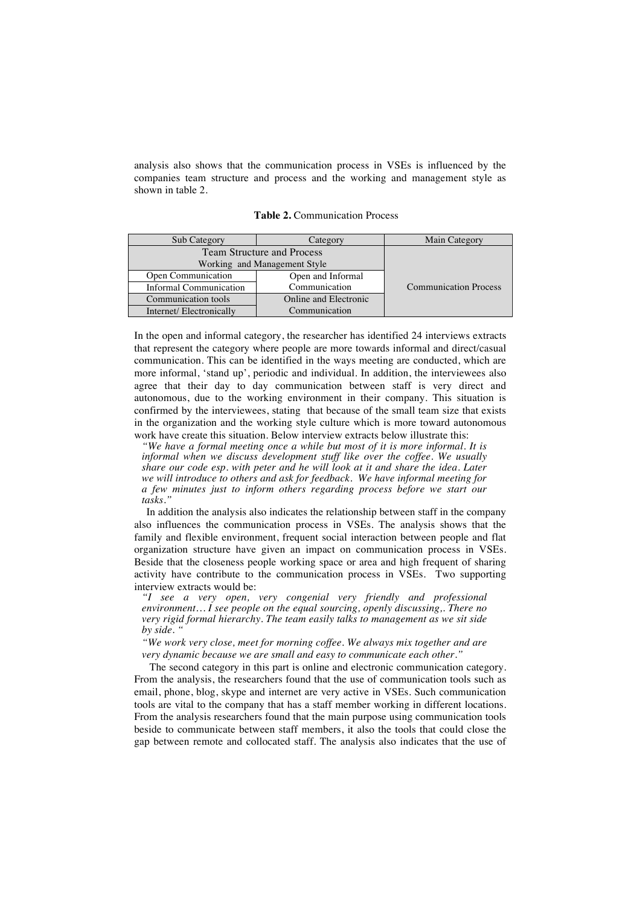analysis also shows that the communication process in VSEs is influenced by the companies team structure and process and the working and management style as shown in table 2.

**Table 2.** Communication Process

| Sub Category | Category | Main Category |
|---|---|---|
| Team Structure and Process | | Communication Process |
| Working and Management Style | | |
| Open Communication | Open and Informal Communication | |
| Informal Communication | | |
| Communication tools | Online and Electronic Communication | |
| Internet/ Electronically | | |

In the open and informal category, the researcher has identified 24 interviews extracts that represent the category where people are more towards informal and direct/casual communication. This can be identified in the ways meeting are conducted, which are more informal, 'stand up', periodic and individual. In addition, the interviewees also agree that their day to day communication between staff is very direct and autonomous, due to the working environment in their company. This situation is confirmed by the interviewees, stating that because of the small team size that exists in the organization and the working style culture which is more toward autonomous work have create this situation. Below interview extracts below illustrate this:

> *"We have a formal meeting once a while but most of it is more informal. It is informal when we discuss development stuff like over the coffee. We usually share our code esp. with peter and he will look at it and share the idea. Later we will introduce to others and ask for feedback. We have informal meeting for a few minutes just to inform others regarding process before we start our tasks."*

In addition the analysis also indicates the relationship between staff in the company also influences the communication process in VSEs. The analysis shows that the family and flexible environment, frequent social interaction between people and flat organization structure have given an impact on communication process in VSEs. Beside that the closeness people working space or area and high frequent of sharing activity have contribute to the communication process in VSEs. Two supporting interview extracts would be:

> *"I see a very open, very congenial very friendly and professional environment… I see people on the equal sourcing, openly discussing,. There no very rigid formal hierarchy. The team easily talks to management as we sit side by side. "*

> *"We work very close, meet for morning coffee. We always mix together and are very dynamic because we are small and easy to communicate each other."*

The second category in this part is online and electronic communication category. From the analysis, the researchers found that the use of communication tools such as email, phone, blog, skype and internet are very active in VSEs. Such communication tools are vital to the company that has a staff member working in different locations. From the analysis researchers found that the main purpose using communication tools beside to communicate between staff members, it also the tools that could close the gap between remote and collocated staff. The analysis also indicates that the use of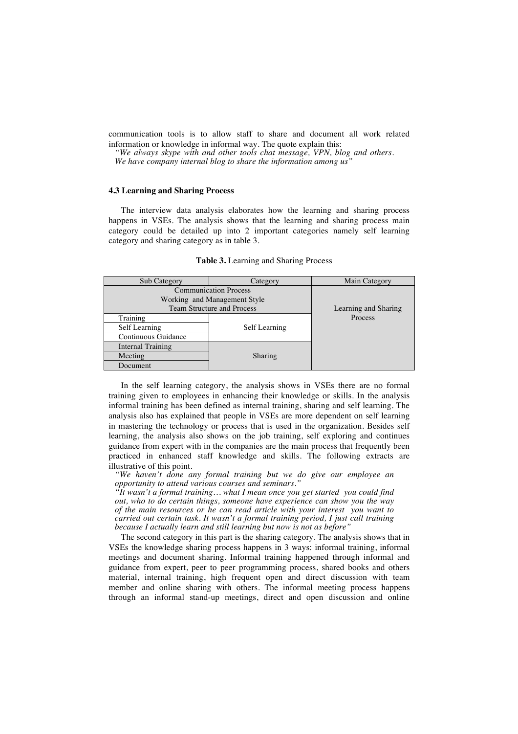communication tools is to allow staff to share and document all work related information or knowledge in informal way. The quote explain this:

*"We always skype with and other tools chat message, VPN, blog and others. We have company internal blog to share the information among us"*

### 4.3 Learning and Sharing Process

The interview data analysis elaborates how the learning and sharing process happens in VSEs. The analysis shows that the learning and sharing process main category could be detailed up into 2 important categories namely self learning category and sharing category as in table 3.

**Table 3.** Learning and Sharing Process

| Sub Category | Category | Main Category |
|---|---|---|
| Communication Process<br>Working and Management Style<br>Team Structure and Process | | Learning and Sharing Process |
| Training | Self Learning | |
| Self Learning | | |
| Continuous Guidance | | |
| Internal Training | Sharing | |
| Meeting | | |
| Document | | |

In the self learning category, the analysis shows in VSEs there are no formal training given to employees in enhancing their knowledge or skills. In the analysis informal training has been defined as internal training, sharing and self learning. The analysis also has explained that people in VSEs are more dependent on self learning in mastering the technology or process that is used in the organization. Besides self learning, the analysis also shows on the job training, self exploring and continues guidance from expert with in the companies are the main process that frequently been practiced in enhanced staff knowledge and skills. The following extracts are illustrative of this point.

*"We haven't done any formal training but we do give our employee an opportunity to attend various courses and seminars."*

*"It wasn't a formal training… what I mean once you get started you could find out, who to do certain things, someone have experience can show you the way of the main resources or he can read article with your interest you want to carried out certain task. It wasn't a formal training period, I just call training because I actually learn and still learning but now is not as before"*

The second category in this part is the sharing category. The analysis shows that in VSEs the knowledge sharing process happens in 3 ways: informal training, informal meetings and document sharing. Informal training happened through informal and guidance from expert, peer to peer programming process, shared books and others material, internal training, high frequent open and direct discussion with team member and online sharing with others. The informal meeting process happens through an informal stand-up meetings, direct and open discussion and online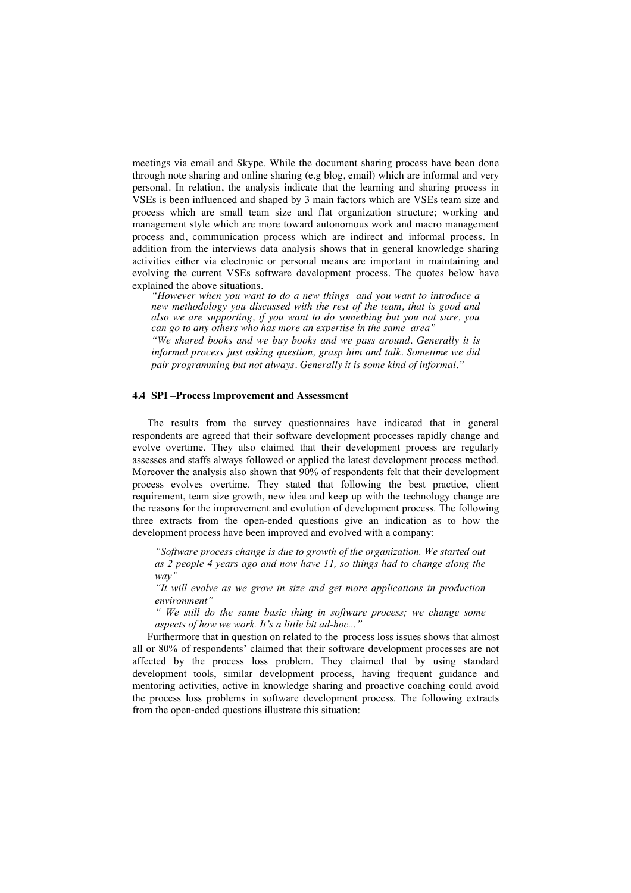meetings via email and Skype. While the document sharing process have been done through note sharing and online sharing (e.g blog, email) which are informal and very personal. In relation, the analysis indicate that the learning and sharing process in VSEs is been influenced and shaped by 3 main factors which are VSEs team size and process which are small team size and flat organization structure; working and management style which are more toward autonomous work and macro management process and, communication process which are indirect and informal process. In addition from the interviews data analysis shows that in general knowledge sharing activities either via electronic or personal means are important in maintaining and evolving the current VSEs software development process. The quotes below have explained the above situations.

> *"However when you want to do a new things and you want to introduce a new methodology you discussed with the rest of the team, that is good and also we are supporting, if you want to do something but you not sure, you can go to any others who has more an expertise in the same area"*
>
> *"We shared books and we buy books and we pass around. Generally it is informal process just asking question, grasp him and talk. Sometime we did pair programming but not always. Generally it is some kind of informal."*

### 4.4 SPI –Process Improvement and Assessment

The results from the survey questionnaires have indicated that in general respondents are agreed that their software development processes rapidly change and evolve overtime. They also claimed that their development process are regularly assesses and staffs always followed or applied the latest development process method. Moreover the analysis also shown that 90% of respondents felt that their development process evolves overtime. They stated that following the best practice, client requirement, team size growth, new idea and keep up with the technology change are the reasons for the improvement and evolution of development process. The following three extracts from the open-ended questions give an indication as to how the development process have been improved and evolved with a company:

> *"Software process change is due to growth of the organization. We started out as 2 people 4 years ago and now have 11, so things had to change along the way"*
>
> *"It will evolve as we grow in size and get more applications in production environment"*
>
> *" We still do the same basic thing in software process; we change some aspects of how we work. It's a little bit ad-hoc..."*

Furthermore that in question on related to the process loss issues shows that almost all or 80% of respondents' claimed that their software development processes are not affected by the process loss problem. They claimed that by using standard development tools, similar development process, having frequent guidance and mentoring activities, active in knowledge sharing and proactive coaching could avoid the process loss problems in software development process. The following extracts from the open-ended questions illustrate this situation: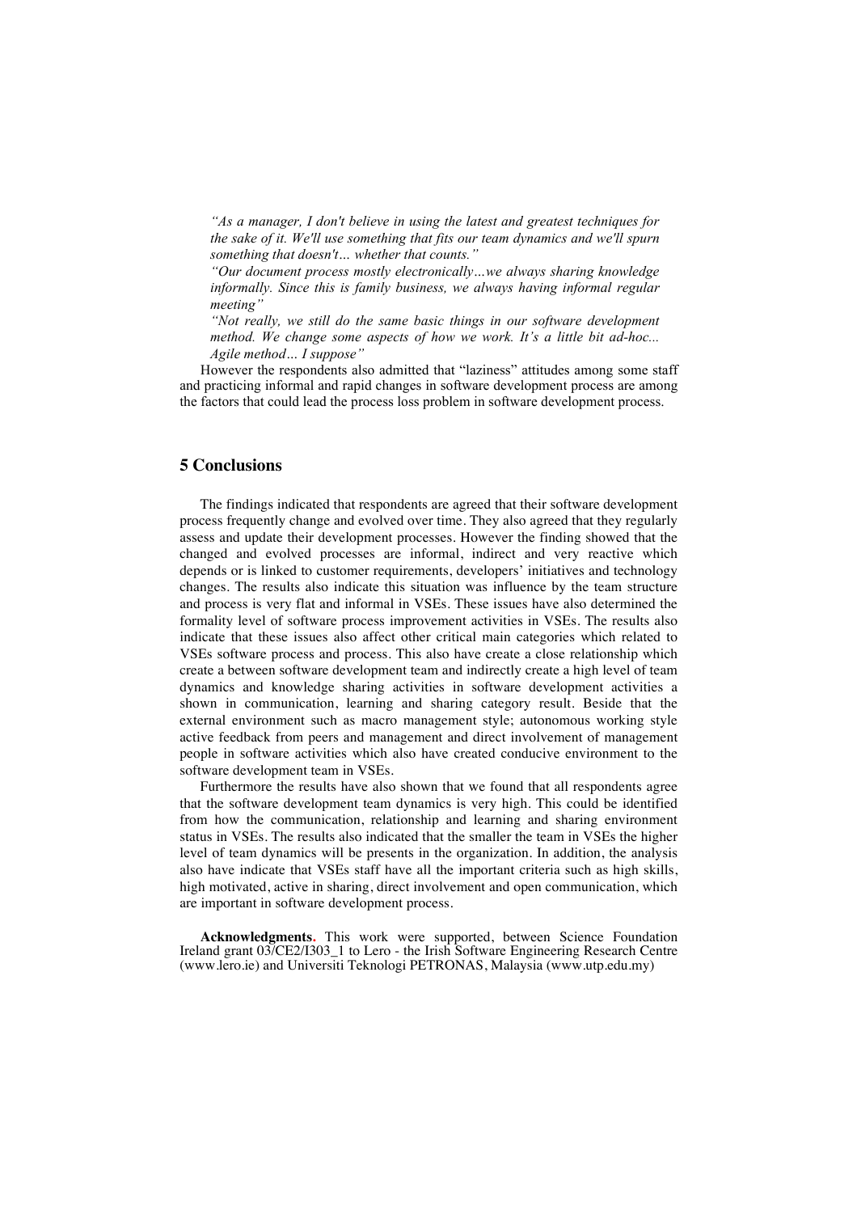*"As a manager, I don't believe in using the latest and greatest techniques for the sake of it. We'll use something that fits our team dynamics and we'll spurn something that doesn't… whether that counts."*

*"Our document process mostly electronically…we always sharing knowledge informally. Since this is family business, we always having informal regular meeting"*

*"Not really, we still do the same basic things in our software development method. We change some aspects of how we work. It's a little bit ad-hoc... Agile method… I suppose"*

However the respondents also admitted that "laziness" attitudes among some staff and practicing informal and rapid changes in software development process are among the factors that could lead the process loss problem in software development process.

## 5 Conclusions

The findings indicated that respondents are agreed that their software development process frequently change and evolved over time. They also agreed that they regularly assess and update their development processes. However the finding showed that the changed and evolved processes are informal, indirect and very reactive which depends or is linked to customer requirements, developers' initiatives and technology changes. The results also indicate this situation was influence by the team structure and process is very flat and informal in VSEs. These issues have also determined the formality level of software process improvement activities in VSEs. The results also indicate that these issues also affect other critical main categories which related to VSEs software process and process. This also have create a close relationship which create a between software development team and indirectly create a high level of team dynamics and knowledge sharing activities in software development activities a shown in communication, learning and sharing category result. Beside that the external environment such as macro management style; autonomous working style active feedback from peers and management and direct involvement of management people in software activities which also have created conducive environment to the software development team in VSEs.

Furthermore the results have also shown that we found that all respondents agree that the software development team dynamics is very high. This could be identified from how the communication, relationship and learning and sharing environment status in VSEs. The results also indicated that the smaller the team in VSEs the higher level of team dynamics will be presents in the organization. In addition, the analysis also have indicate that VSEs staff have all the important criteria such as high skills, high motivated, active in sharing, direct involvement and open communication, which are important in software development process.

**Acknowledgments.** This work were supported, between Science Foundation Ireland grant 03/CE2/I303_1 to Lero - the Irish Software Engineering Research Centre (www.lero.ie) and Universiti Teknologi PETRONAS, Malaysia (www.utp.edu.my)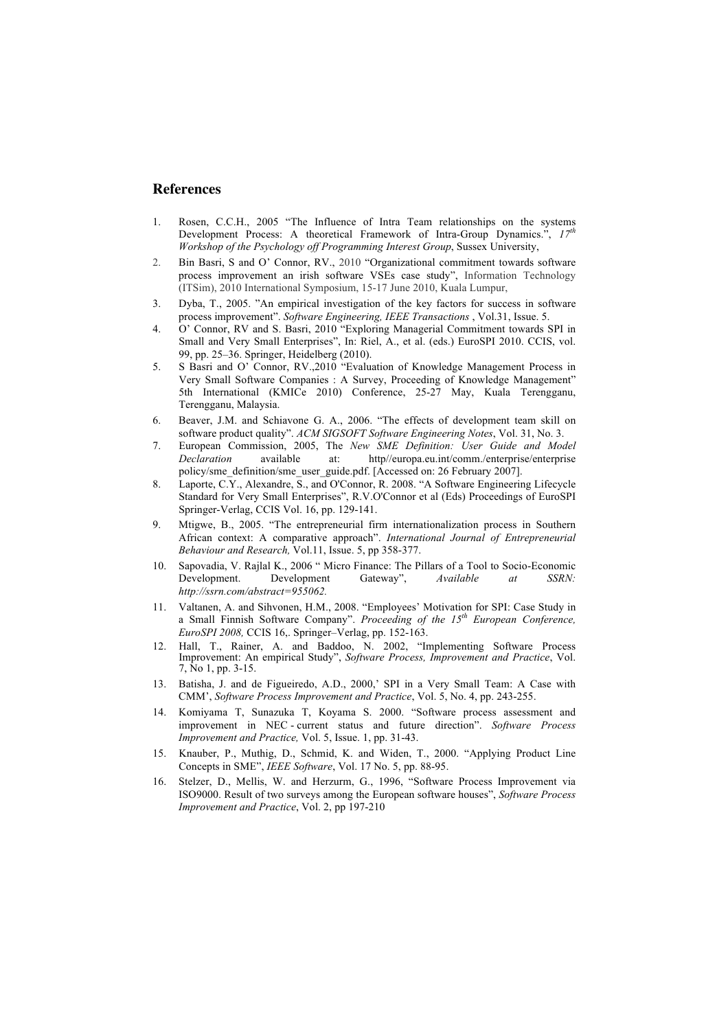## References

1. Rosen, C.C.H., 2005 "The Influence of Intra Team relationships on the systems Development Process: A theoretical Framework of Intra-Group Dynamics.", *17th Workshop of the Psychology off Programming Interest Group*, Sussex University,
2. Bin Basri, S and O' Connor, RV., 2010 "Organizational commitment towards software process improvement an irish software VSEs case study", Information Technology (ITSim), 2010 International Symposium, 15-17 June 2010, Kuala Lumpur,
3. Dyba, T., 2005. "An empirical investigation of the key factors for success in software process improvement". *Software Engineering, IEEE Transactions* , Vol.31, Issue. 5.
4. O' Connor, RV and S. Basri, 2010 "Exploring Managerial Commitment towards SPI in Small and Very Small Enterprises", In: Riel, A., et al. (eds.) EuroSPI 2010. CCIS, vol. 99, pp. 25–36. Springer, Heidelberg (2010).
5. S Basri and O' Connor, RV.,2010 "Evaluation of Knowledge Management Process in Very Small Software Companies : A Survey, Proceeding of Knowledge Management" 5th International (KMICe 2010) Conference, 25-27 May, Kuala Terengganu, Terengganu, Malaysia.
6. Beaver, J.M. and Schiavone G. A., 2006. "The effects of development team skill on software product quality". *ACM SIGSOFT Software Engineering Notes*, Vol. 31, No. 3.
7. European Commission, 2005, The *New SME Definition: User Guide and Model Declaration* available at: http//europa.eu.int/comm./enterprise/enterprise policy/sme_definition/sme_user_guide.pdf. [Accessed on: 26 February 2007].
8. Laporte, C.Y., Alexandre, S., and O'Connor, R. 2008. "A Software Engineering Lifecycle Standard for Very Small Enterprises", R.V.O'Connor et al (Eds) Proceedings of EuroSPI Springer-Verlag, CCIS Vol. 16, pp. 129-141.
9. Mtigwe, B., 2005. "The entrepreneurial firm internationalization process in Southern African context: A comparative approach". *International Journal of Entrepreneurial Behaviour and Research,* Vol.11, Issue. 5, pp 358-377.
10. Sapovadia, V. Rajlal K., 2006 " Micro Finance: The Pillars of a Tool to Socio-Economic Development. Development Gateway", *Available at SSRN: http://ssrn.com/abstract=955062.*
11. Valtanen, A. and Sihvonen, H.M., 2008. "Employees' Motivation for SPI: Case Study in a Small Finnish Software Company". *Proceeding of the 15th European Conference, EuroSPI 2008,* CCIS 16,. Springer–Verlag, pp. 152-163.
12. Hall, T., Rainer, A. and Baddoo, N. 2002, "Implementing Software Process Improvement: An empirical Study", *Software Process, Improvement and Practice*, Vol. 7, No 1, pp. 3-15.
13. Batisha, J. and de Figueiredo, A.D., 2000,' SPI in a Very Small Team: A Case with CMM', *Software Process Improvement and Practice*, Vol. 5, No. 4, pp. 243-255.
14. Komiyama T, Sunazuka T, Koyama S. 2000. "Software process assessment and improvement in NEC - current status and future direction". *Software Process Improvement and Practice,* Vol. 5, Issue. 1, pp. 31-43.
15. Knauber, P., Muthig, D., Schmid, K. and Widen, T., 2000. "Applying Product Line Concepts in SME", *IEEE Software*, Vol. 17 No. 5, pp. 88-95.
16. Stelzer, D., Mellis, W. and Herzurm, G., 1996, "Software Process Improvement via ISO9000. Result of two surveys among the European software houses", *Software Process Improvement and Practice*, Vol. 2, pp 197-210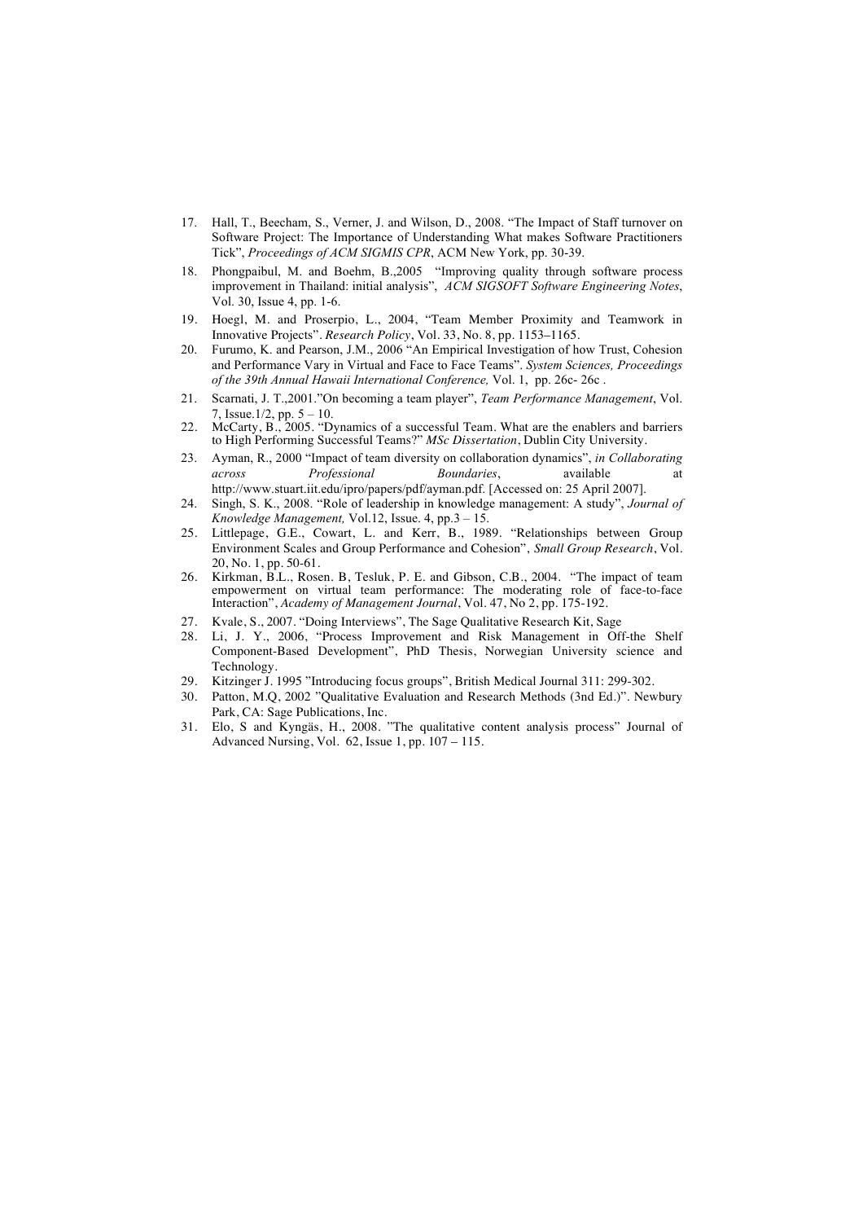17. Hall, T., Beecham, S., Verner, J. and Wilson, D., 2008. "The Impact of Staff turnover on Software Project: The Importance of Understanding What makes Software Practitioners Tick", *Proceedings of ACM SIGMIS CPR*, ACM New York, pp. 30-39.
18. Phongpaibul, M. and Boehm, B.,2005 "Improving quality through software process improvement in Thailand: initial analysis", *ACM SIGSOFT Software Engineering Notes*, Vol. 30, Issue 4, pp. 1-6.
19. Hoegl, M. and Proserpio, L., 2004, "Team Member Proximity and Teamwork in Innovative Projects". *Research Policy*, Vol. 33, No. 8, pp. 1153–1165.
20. Furumo, K. and Pearson, J.M., 2006 "An Empirical Investigation of how Trust, Cohesion and Performance Vary in Virtual and Face to Face Teams". *System Sciences, Proceedings of the 39th Annual Hawaii International Conference,* Vol. 1, pp. 26c- 26c .
21. Scarnati, J. T.,2001."On becoming a team player", *Team Performance Management*, Vol. 7, Issue.1/2, pp. 5 – 10.
22. McCarty, B., 2005. "Dynamics of a successful Team. What are the enablers and barriers to High Performing Successful Teams?" *MSc Dissertation*, Dublin City University.
23. Ayman, R., 2000 "Impact of team diversity on collaboration dynamics", *in Collaborating across Professional Boundaries*, available at http://www.stuart.iit.edu/ipro/papers/pdf/ayman.pdf. [Accessed on: 25 April 2007].
24. Singh, S. K., 2008. "Role of leadership in knowledge management: A study", *Journal of Knowledge Management,* Vol.12, Issue. 4, pp.3 – 15.
25. Littlepage, G.E., Cowart, L. and Kerr, B., 1989. "Relationships between Group Environment Scales and Group Performance and Cohesion", *Small Group Research*, Vol. 20, No. 1, pp. 50-61.
26. Kirkman, B.L., Rosen. B, Tesluk, P. E. and Gibson, C.B., 2004. "The impact of team empowerment on virtual team performance: The moderating role of face-to-face Interaction", *Academy of Management Journal*, Vol. 47, No 2, pp. 175-192.
27. Kvale, S., 2007. "Doing Interviews", The Sage Qualitative Research Kit, Sage
28. Li, J. Y., 2006, "Process Improvement and Risk Management in Off-the Shelf Component-Based Development", PhD Thesis, Norwegian University science and Technology.
29. Kitzinger J. 1995 "Introducing focus groups", British Medical Journal 311: 299-302.
30. Patton, M.Q, 2002 "Qualitative Evaluation and Research Methods (3nd Ed.)". Newbury Park, CA: Sage Publications, Inc.
31. Elo, S and Kyngäs, H., 2008. "The qualitative content analysis process" Journal of Advanced Nursing, Vol. 62, Issue 1, pp. 107 – 115.